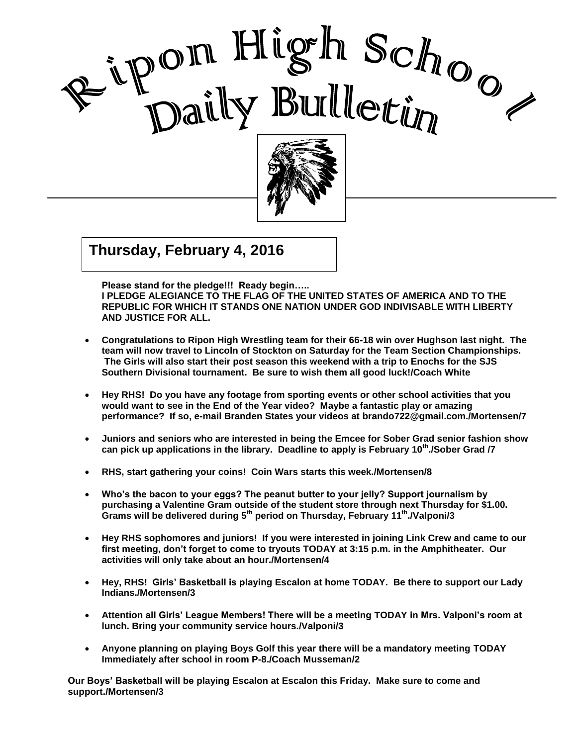# Ripon High School Daily Bulletin

## Thursday, February 4, 2016

**Please stand for the pledge!!! Ready begin…..**
**I PLEDGE ALEGIANCE TO THE FLAG OF THE UNITED STATES OF AMERICA AND TO THE REPUBLIC FOR WHICH IT STANDS ONE NATION UNDER GOD INDIVISABLE WITH LIBERTY AND JUSTICE FOR ALL.**

- **Congratulations to Ripon High Wrestling team for their 66-18 win over Hughson last night. The team will now travel to Lincoln of Stockton on Saturday for the Team Section Championships. The Girls will also start their post season this weekend with a trip to Enochs for the SJS Southern Divisional tournament. Be sure to wish them all good luck!/Coach White**

- **Hey RHS! Do you have any footage from sporting events or other school activities that you would want to see in the End of the Year video? Maybe a fantastic play or amazing performance? If so, e-mail Branden States your videos at brando722@gmail.com./Mortensen/7**

- **Juniors and seniors who are interested in being the Emcee for Sober Grad senior fashion show can pick up applications in the library. Deadline to apply is February 10th./Sober Grad /7**

- **RHS, start gathering your coins! Coin Wars starts this week./Mortensen/8**

- **Who's the bacon to your eggs? The peanut butter to your jelly? Support journalism by purchasing a Valentine Gram outside of the student store through next Thursday for $1.00. Grams will be delivered during 5th period on Thursday, February 11th./Valponi/3**

- **Hey RHS sophomores and juniors! If you were interested in joining Link Crew and came to our first meeting, don't forget to come to tryouts TODAY at 3:15 p.m. in the Amphitheater. Our activities will only take about an hour./Mortensen/4**

- **Hey, RHS! Girls' Basketball is playing Escalon at home TODAY. Be there to support our Lady Indians./Mortensen/3**

- **Attention all Girls' League Members! There will be a meeting TODAY in Mrs. Valponi's room at lunch. Bring your community service hours./Valponi/3**

- **Anyone planning on playing Boys Golf this year there will be a mandatory meeting TODAY Immediately after school in room P-8./Coach Musseman/2**

**Our Boys' Basketball will be playing Escalon at Escalon this Friday. Make sure to come and support./Mortensen/3**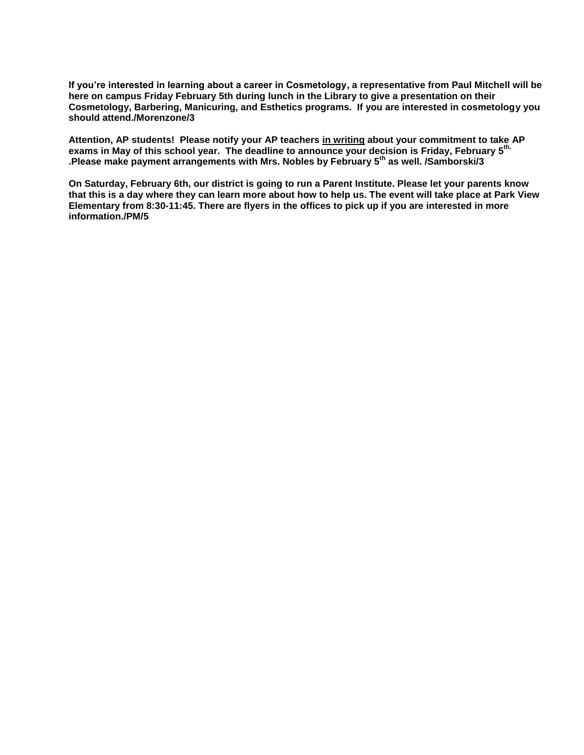**If you're interested in learning about a career in Cosmetology, a representative from Paul Mitchell will be here on campus Friday February 5th during lunch in the Library to give a presentation on their Cosmetology, Barbering, Manicuring, and Esthetics programs. If you are interested in cosmetology you should attend./Morenzone/3**

**Attention, AP students! Please notify your AP teachers <u>in writing</u> about your commitment to take AP exams in May of this school year. The deadline to announce your decision is Friday, February 5th. .Please make payment arrangements with Mrs. Nobles by February 5th as well. /Samborski/3**

**On Saturday, February 6th, our district is going to run a Parent Institute. Please let your parents know that this is a day where they can learn more about how to help us. The event will take place at Park View Elementary from 8:30-11:45. There are flyers in the offices to pick up if you are interested in more information./PM/5**